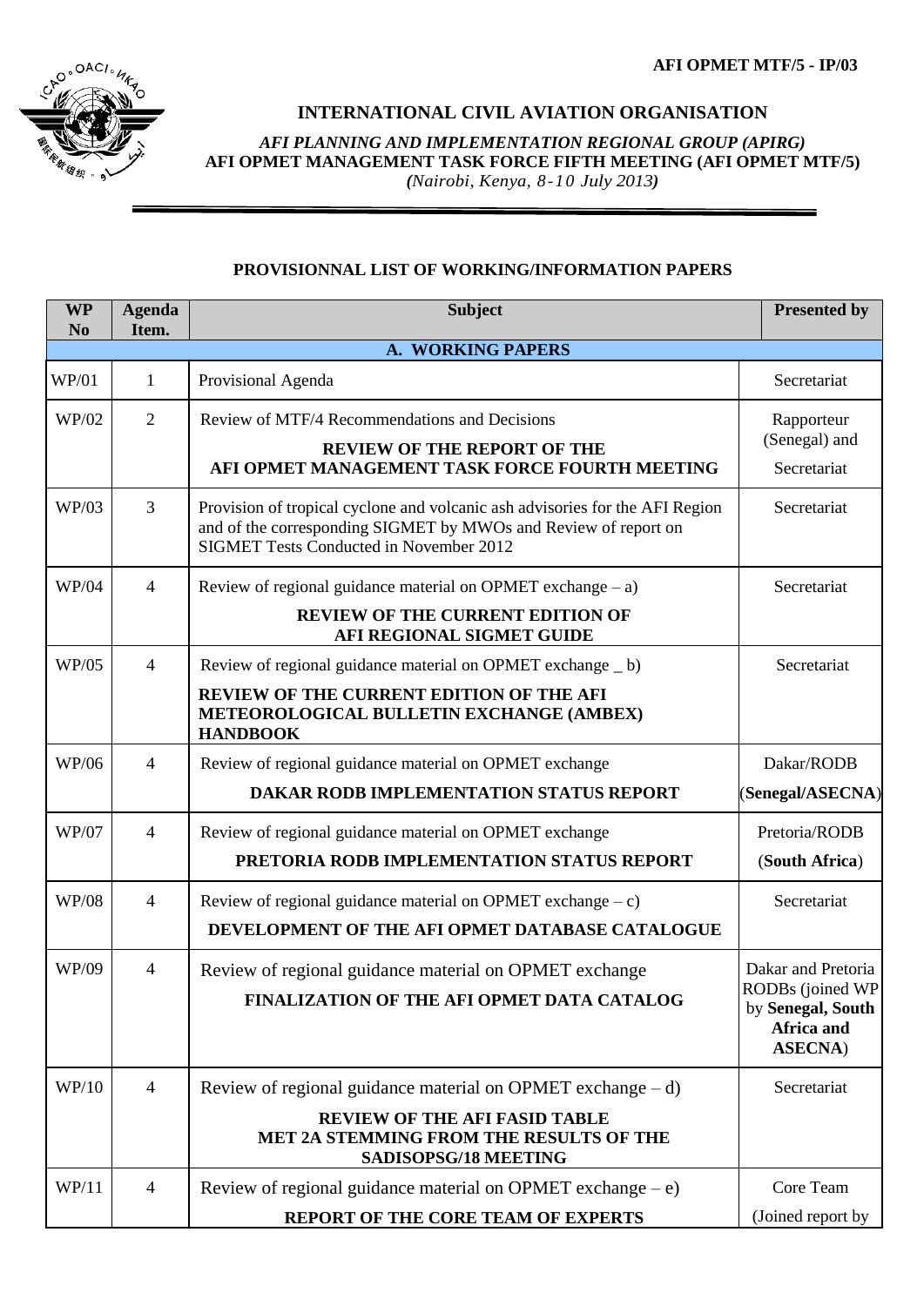AFI OPMET MTF/5 - IP/03

# INTERNATIONAL CIVIL AVIATION ORGANISATION

*AFI PLANNING AND IMPLEMENTATION REGIONAL GROUP (APIRG)*
**AFI OPMET MANAGEMENT TASK FORCE FIFTH MEETING (AFI OPMET MTF/5)**
***(Nairobi, Kenya, 8-10 July 2013)***

## PROVISIONNAL LIST OF WORKING/INFORMATION PAPERS

| WP No | Agenda Item. | Subject | Presented by |
|---|---|---|---|
| | | **A. WORKING PAPERS** | |
| WP/01 | 1 | Provisional Agenda | Secretariat |
| WP/02 | 2 | Review of MTF/4 Recommendations and Decisions<br>**REVIEW OF THE REPORT OF THE AFI OPMET MANAGEMENT TASK FORCE FOURTH MEETING** | Rapporteur (Senegal) and Secretariat |
| WP/03 | 3 | Provision of tropical cyclone and volcanic ash advisories for the AFI Region and of the corresponding SIGMET by MWOs and Review of report on SIGMET Tests Conducted in November 2012 | Secretariat |
| WP/04 | 4 | Review of regional guidance material on OPMET exchange – a)<br>**REVIEW OF THE CURRENT EDITION OF AFI REGIONAL SIGMET GUIDE** | Secretariat |
| WP/05 | 4 | Review of regional guidance material on OPMET exchange _ b)<br>**REVIEW OF THE CURRENT EDITION OF THE AFI METEOROLOGICAL BULLETIN EXCHANGE (AMBEX) HANDBOOK** | Secretariat |
| WP/06 | 4 | Review of regional guidance material on OPMET exchange<br>**DAKAR RODB IMPLEMENTATION STATUS REPORT** | Dakar/RODB (**Senegal/ASECNA**) |
| WP/07 | 4 | Review of regional guidance material on OPMET exchange<br>**PRETORIA RODB IMPLEMENTATION STATUS REPORT** | Pretoria/RODB (**South Africa**) |
| WP/08 | 4 | Review of regional guidance material on OPMET exchange – c)<br>**DEVELOPMENT OF THE AFI OPMET DATABASE CATALOGUE** | Secretariat |
| WP/09 | 4 | Review of regional guidance material on OPMET exchange<br>**FINALIZATION OF THE AFI OPMET DATA CATALOG** | Dakar and Pretoria RODBs (joined WP by **Senegal, South Africa and ASECNA**) |
| WP/10 | 4 | Review of regional guidance material on OPMET exchange – d)<br>**REVIEW OF THE AFI FASID TABLE MET 2A STEMMING FROM THE RESULTS OF THE SADISOPSG/18 MEETING** | Secretariat |
| WP/11 | 4 | Review of regional guidance material on OPMET exchange – e)<br>**REPORT OF THE CORE TEAM OF EXPERTS** | Core Team (Joined report by |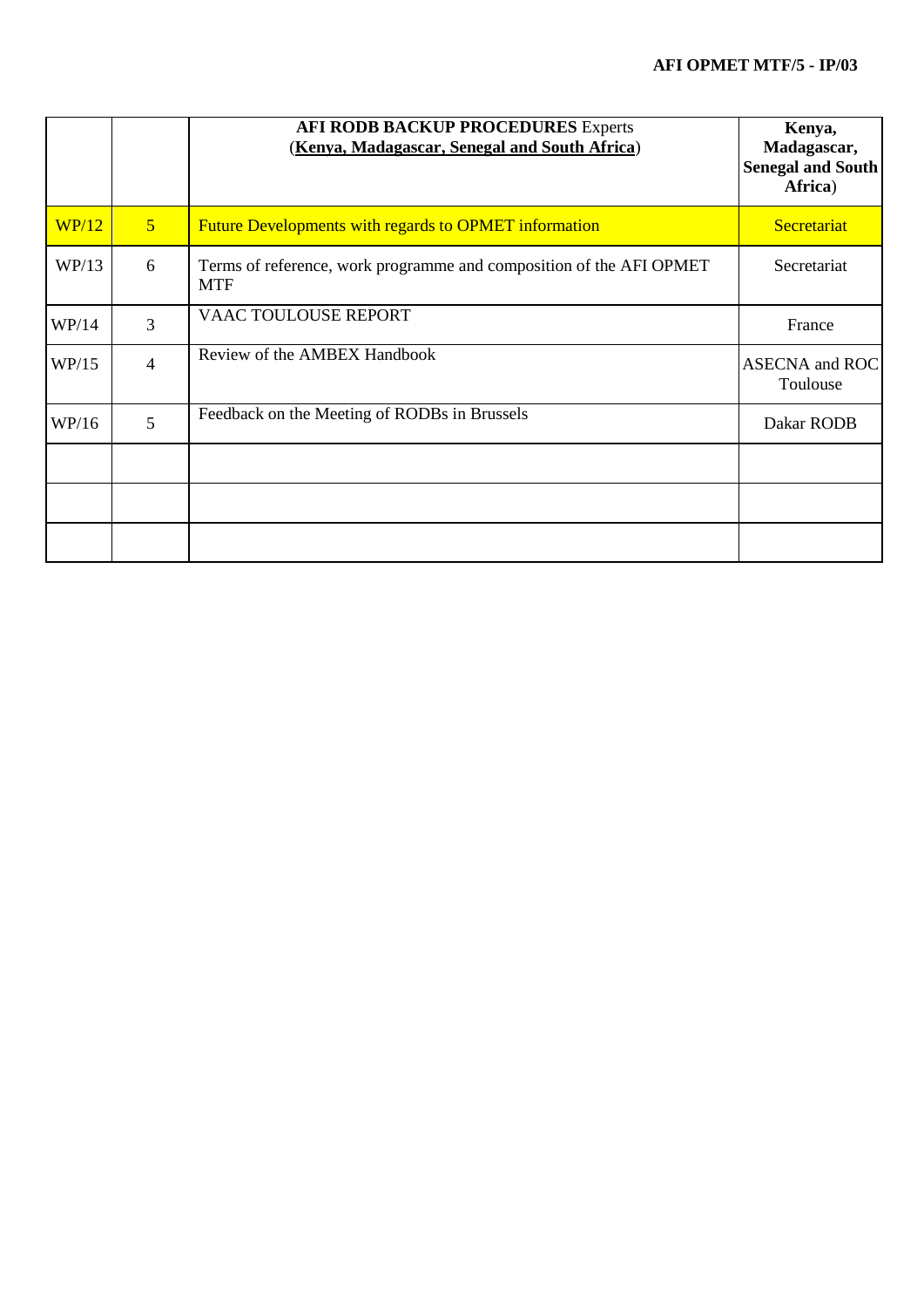| | | **AFI RODB BACKUP PROCEDURES** Experts (**Kenya, Madagascar, Senegal and South Africa**) | **Kenya, Madagascar, Senegal and South Africa**) |
|---|---|---|---|
| WP/12 | 5 | Future Developments with regards to OPMET information | Secretariat |
| WP/13 | 6 | Terms of reference, work programme and composition of the AFI OPMET MTF | Secretariat |
| WP/14 | 3 | VAAC TOULOUSE REPORT | France |
| WP/15 | 4 | Review of the AMBEX Handbook | ASECNA and ROC Toulouse |
| WP/16 | 5 | Feedback on the Meeting of RODBs in Brussels | Dakar RODB |
| | | | |
| | | | |
| | | | |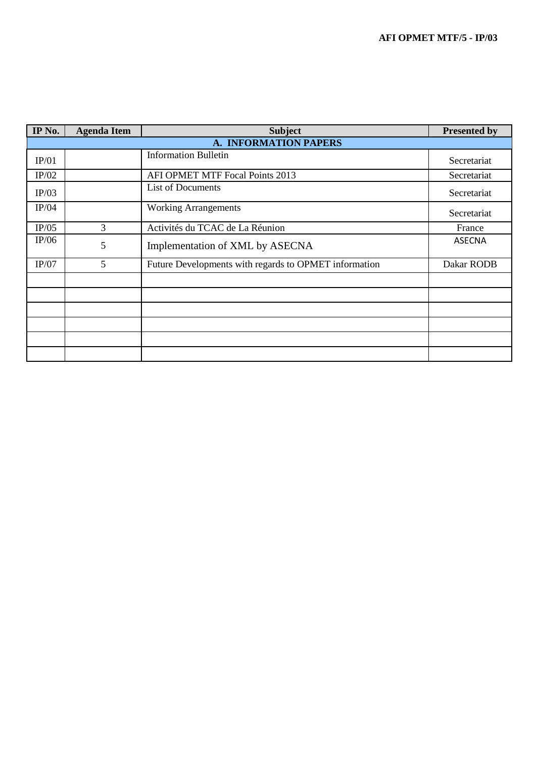| IP No. | Agenda Item | Subject | Presented by |
| --- | --- | --- | --- |
| **A. INFORMATION PAPERS** | | | |
| IP/01 | | Information Bulletin | Secretariat |
| IP/02 | | AFI OPMET MTF Focal Points 2013 | Secretariat |
| IP/03 | | List of Documents | Secretariat |
| IP/04 | | Working Arrangements | Secretariat |
| IP/05 | 3 | Activités du TCAC de La Réunion | France |
| IP/06 | 5 | Implementation of XML by ASECNA | ASECNA |
| IP/07 | 5 | Future Developments with regards to OPMET information | Dakar RODB |
| | | | |
| | | | |
| | | | |
| | | | |
| | | | |
| | | | |